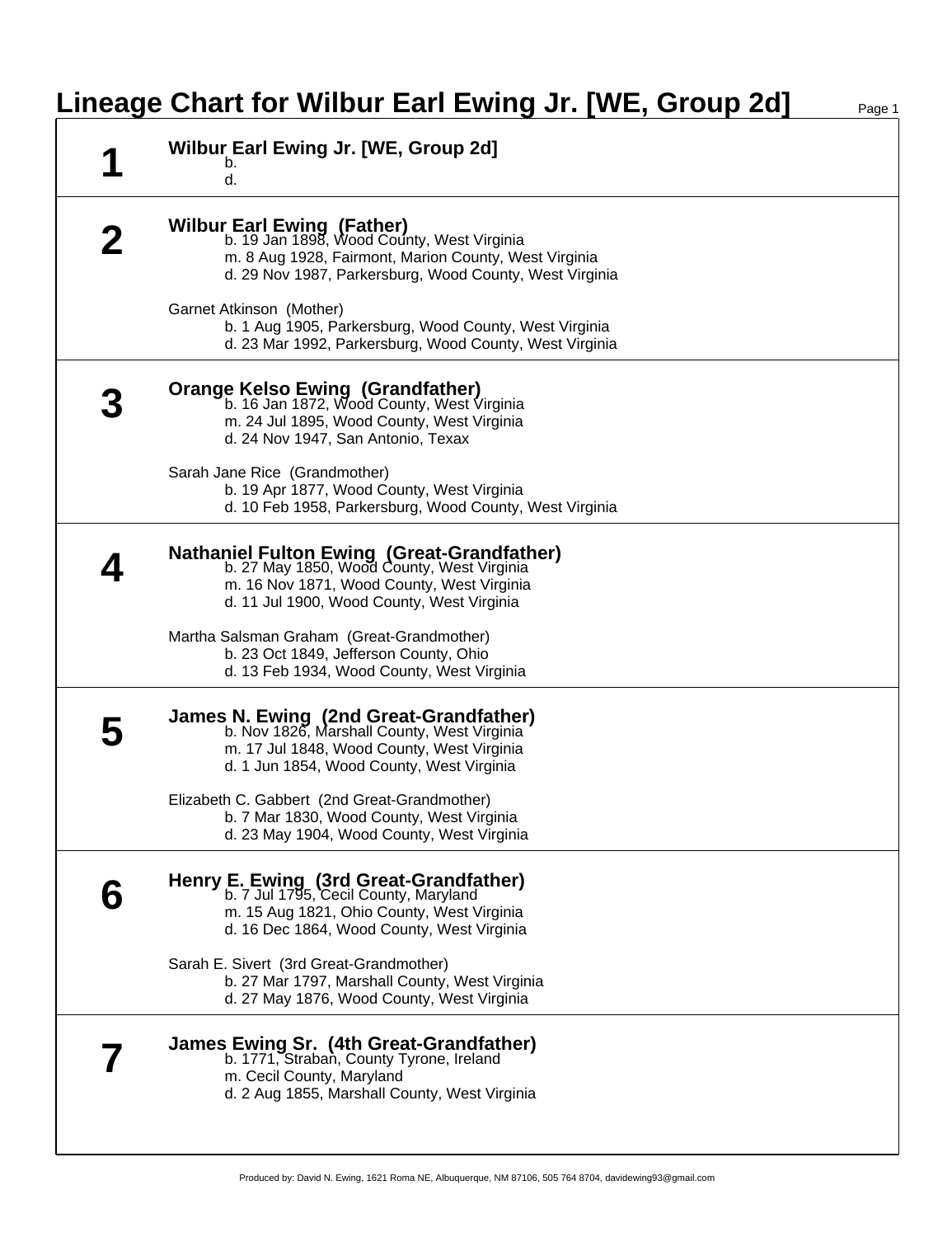# Lineage Chart for Wilbur Earl Ewing Jr. [WE, Group 2d]

## 1

**Wilbur Earl Ewing Jr. [WE, Group 2d]**

b.
d.

## 2

**Wilbur Earl Ewing (Father)**

b. 19 Jan 1898, Wood County, West Virginia
m. 8 Aug 1928, Fairmont, Marion County, West Virginia
d. 29 Nov 1987, Parkersburg, Wood County, West Virginia

Garnet Atkinson (Mother)

b. 1 Aug 1905, Parkersburg, Wood County, West Virginia
d. 23 Mar 1992, Parkersburg, Wood County, West Virginia

## 3

**Orange Kelso Ewing (Grandfather)**

b. 16 Jan 1872, Wood County, West Virginia
m. 24 Jul 1895, Wood County, West Virginia
d. 24 Nov 1947, San Antonio, Texax

Sarah Jane Rice (Grandmother)

b. 19 Apr 1877, Wood County, West Virginia
d. 10 Feb 1958, Parkersburg, Wood County, West Virginia

## 4

**Nathaniel Fulton Ewing (Great-Grandfather)**

b. 27 May 1850, Wood County, West Virginia
m. 16 Nov 1871, Wood County, West Virginia
d. 11 Jul 1900, Wood County, West Virginia

Martha Salsman Graham (Great-Grandmother)

b. 23 Oct 1849, Jefferson County, Ohio
d. 13 Feb 1934, Wood County, West Virginia

## 5

**James N. Ewing (2nd Great-Grandfather)**

b. Nov 1826, Marshall County, West Virginia
m. 17 Jul 1848, Wood County, West Virginia
d. 1 Jun 1854, Wood County, West Virginia

Elizabeth C. Gabbert (2nd Great-Grandmother)

b. 7 Mar 1830, Wood County, West Virginia
d. 23 May 1904, Wood County, West Virginia

## 6

**Henry E. Ewing (3rd Great-Grandfather)**

b. 7 Jul 1795, Cecil County, Maryland
m. 15 Aug 1821, Ohio County, West Virginia
d. 16 Dec 1864, Wood County, West Virginia

Sarah E. Sivert (3rd Great-Grandmother)

b. 27 Mar 1797, Marshall County, West Virginia
d. 27 May 1876, Wood County, West Virginia

## 7

**James Ewing Sr. (4th Great-Grandfather)**

b. 1771, Straban, County Tyrone, Ireland
m. Cecil County, Maryland
d. 2 Aug 1855, Marshall County, West Virginia

Produced by: David N. Ewing, 1621 Roma NE, Albuquerque, NM 87106, 505 764 8704, davidewing93@gmail.com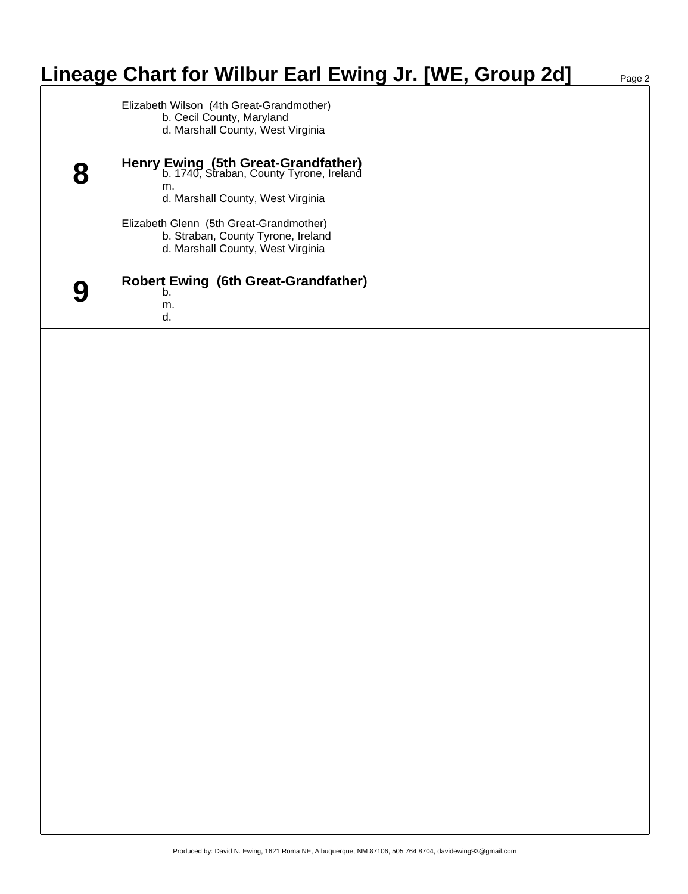# Lineage Chart for Wilbur Earl Ewing Jr. [WE, Group 2d]

Elizabeth Wilson (4th Great-Grandmother)
b. Cecil County, Maryland
d. Marshall County, West Virginia

---

**8**

**Henry Ewing (5th Great-Grandfather)**
b. 1740, Straban, County Tyrone, Ireland
m.
d. Marshall County, West Virginia

Elizabeth Glenn (5th Great-Grandmother)
b. Straban, County Tyrone, Ireland
d. Marshall County, West Virginia

---

**9**

**Robert Ewing (6th Great-Grandfather)**
b.
m.
d.

---

Produced by: David N. Ewing, 1621 Roma NE, Albuquerque, NM 87106, 505 764 8704, davidewing93@gmail.com